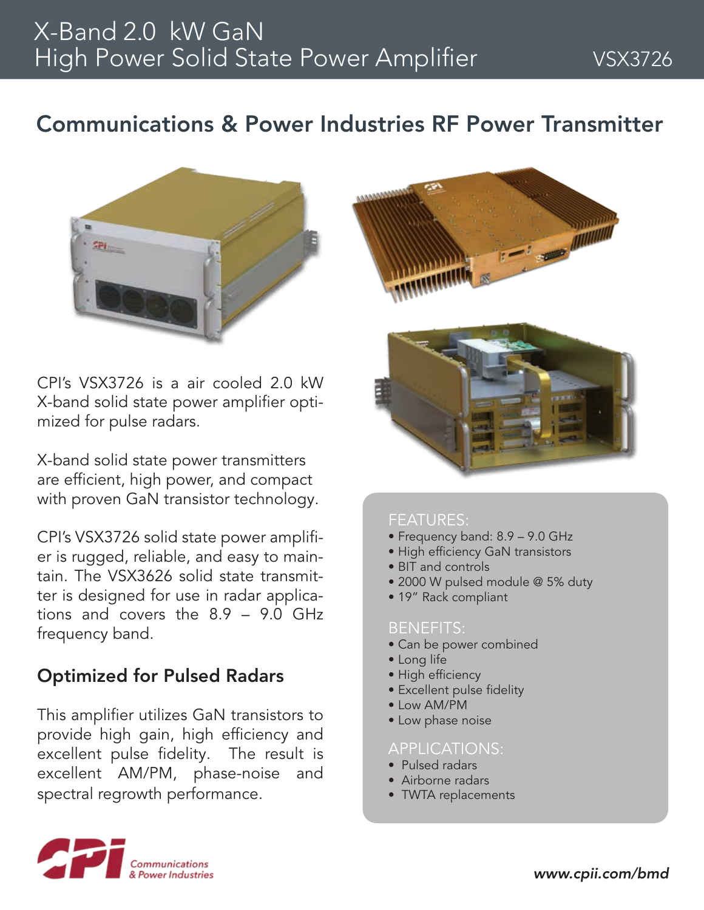# X-Band 2.0 kW GaN High Power Solid State Power Amplifier

VSX3726

## Communications & Power Industries RF Power Transmitter

CPI's VSX3726 is a air cooled 2.0 kW X-band solid state power amplifier optimized for pulse radars.

X-band solid state power transmitters are efficient, high power, and compact with proven GaN transistor technology.

CPI's VSX3726 solid state power amplifier is rugged, reliable, and easy to maintain. The VSX3626 solid state transmitter is designed for use in radar applications and covers the 8.9 – 9.0 GHz frequency band.

### Optimized for Pulsed Radars

This amplifier utilizes GaN transistors to provide high gain, high efficiency and excellent pulse fidelity. The result is excellent AM/PM, phase-noise and spectral regrowth performance.

#### FEATURES:

- Frequency band: 8.9 – 9.0 GHz
- High efficiency GaN transistors
- BIT and controls
- 2000 W pulsed module @ 5% duty
- 19" Rack compliant

#### BENEFITS:

- Can be power combined
- Long life
- High efficiency
- Excellent pulse fidelity
- Low AM/PM
- Low phase noise

#### APPLICATIONS:

- Pulsed radars
- Airborne radars
- TWTA replacements

CPI Communications & Power Industries

*www.cpii.com/bmd*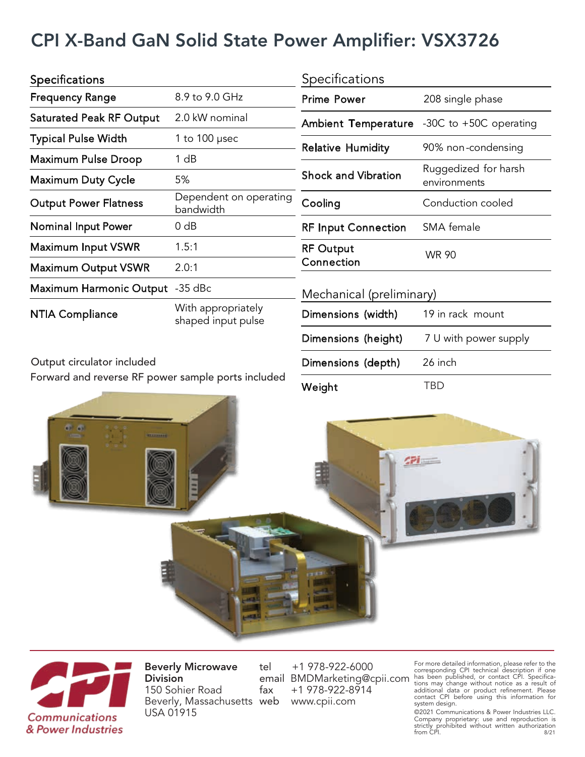# CPI X-Band GaN Solid State Power Amplifier: VSX3726

## Specifications

| | |
|---|---|
| Frequency Range | 8.9 to 9.0 GHz |
| Saturated Peak RF Output | 2.0 kW nominal |
| Typical Pulse Width | 1 to 100 μsec |
| Maximum Pulse Droop | 1 dB |
| Maximum Duty Cycle | 5% |
| Output Power Flatness | Dependent on operating bandwidth |
| Nominal Input Power | 0 dB |
| Maximum Input VSWR | 1.5:1 |
| Maximum Output VSWR | 2.0:1 |
| Maximum Harmonic Output | -35 dBc |
| NTIA Compliance | With appropriately shaped input pulse |

Output circulator included

Forward and reverse RF power sample ports included

## Specifications

| | |
|---|---|
| Prime Power | 208 single phase |
| Ambient Temperature | -30C to +50C operating |
| Relative Humidity | 90% non-condensing |
| Shock and Vibration | Ruggedized for harsh environments |
| Cooling | Conduction cooled |
| RF Input Connection | SMA female |
| RF Output Connection | WR 90 |

## Mechanical (preliminary)

| | |
|---|---|
| Dimensions (width) | 19 in rack mount |
| Dimensions (height) | 7 U with power supply |
| Dimensions (depth) | 26 inch |
| Weight | TBD |

Communications & Power Industries

**Beverly Microwave Division**
150 Sohier Road
Beverly, Massachusetts
USA 01915

tel +1 978-922-6000
email BMDMarketing@cpii.com
fax +1 978-922-8914
web www.cpii.com

For more detailed information, please refer to the corresponding CPI technical description if one has been published, or contact CPI. Specifications may change without notice as a result of additional data or product refinement. Please contact CPI before using this information for system design.

©2021 Communications & Power Industries LLC. Company proprietary: use and reproduction is strictly prohibited without written authorization from CPI. 8/21